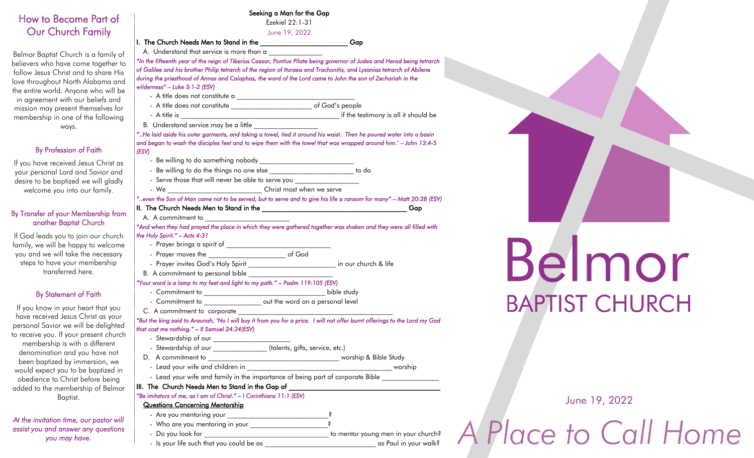## How to Become Part of Our Church Family

Belmor Baptist Church is a family of believers who have come together to follow Jesus Christ and to share His love throughout North Alabama and the entire world. Anyone who will be in agreement with our beliefs and mission may present themselves for membership in one of the following ways.

### By Profession of Faith

If you have received Jesus Christ as your personal Lord and Savior and desire to be baptized we will gladly welcome you into our family.

### By Transfer of your Membership from another Baptist Church

If God leads you to join our church family, we will be happy to welcome you and we will take the necessary steps to have your membership transferred here.

### By Statement of Faith

If you know in your heart that you have received Jesus Christ as your personal Savior we will be delighted to receive you. If your present church membership is with a different denomination and you have not been baptized by immersion, we would expect you to be baptized in obedience to Christ before being added to the membership of Belmor Baptist.

*At the invitation time, our pastor will assist you and answer any questions you may have.*

---

## Seeking a Man for the Gap

Ezekiel 22:1-31

June 19, 2022

**I. The Church Needs Men to Stand in the ______________________ Gap**

A. Understand that service is more than a ______________

*"In the fifteenth year of the reign of Tiberius Caesar, Pontius Pilate being governor of Judea and Herod being tetrarch of Galilee and his brother Philip tetrarch of the region of Ituraea and Trachonitis, and Lysanias tetrarch of Abilene during the priesthood of Annas and Caiaphas, the word of the Lord came to John the son of Zechariah in the wilderness" – Luke 3:1-2 (ESV)*

- A title does not constitute a ________________________________
- A title does not constitute ______________________ of God's people
- A title is ____________________________________________ if the testimony is all it should be

B. Understand service may be a little __________________

*"..He laid aside his outer garments, and taking a towel, tied it around his waist. Then he poured water into a basin and began to wash the disciples feet and to wipe them with the towel that was wrapped around him.' – John 13:4-5 (ESV)*

- Be willing to do something nobody ________________________
- Be willing to do the things no one else _______________________ to do
- Serve those that will never be able to serve you _________________
- We _________________________ Christ most when we serve

*"..even the Son of Man came not to be served, but to serve and to give his life a ransom for many" – Matt 20:28 (ESV)*

**II. The Church Needs Men to Stand in the ______________________________________ Gap**

A. A commitment to ______________________

*"And when they had prayed the place in which they were gathered together was shaken and they were all filled with the Holy Spirit." – Acts 4:31*

- Prayer brings a spirit of ____________________________
- Prayer moves the _____________________ of God
- Prayer invites God's Holy Spirit ________________________ in our church & life

B. A commitment to personal bible ________________________

*"Your word is a lamp to my feet and light to my path." – Psalm 119:105 (ESV)*

- Commitment to _________________________________ bible study
- Commitment to _______________ out the word on a personal level

C. A commitment to corporate ______________________________________

*"But the king said to Araunah, 'No I will buy it from you for a price. I will not offer burnt offerings to the Lord my God that cost me nothing." – II Samuel 24:24(ESV)*

- Stewardship of our ____________________
- Stewardship of our ______________ (talents, gifts, service, etc.)

D. A commitment to ___________________________________ worship & Bible Study

- Lead your wife and children in ________________________________________ worship
- Lead your wife and family in the importance of being part of corporate Bible ________________

**III. The Church Needs Men to Stand in the Gap of ________________________________________**

*"Be imitators of me, as I am of Christ." – I Corinthians 11:1 (ESV)*

__Questions Concerning Mentorship__

- Are you mentoring your ___________________________?
- Who are you mentoring in your ____________________?
- Do you look for ________________________________ to mentor young men in your church?
- Is your life such that you could be as ______________________________ as Paul in your walk?

---

# Belmor
## BAPTIST CHURCH

June 19, 2022

*A Place to Call Home*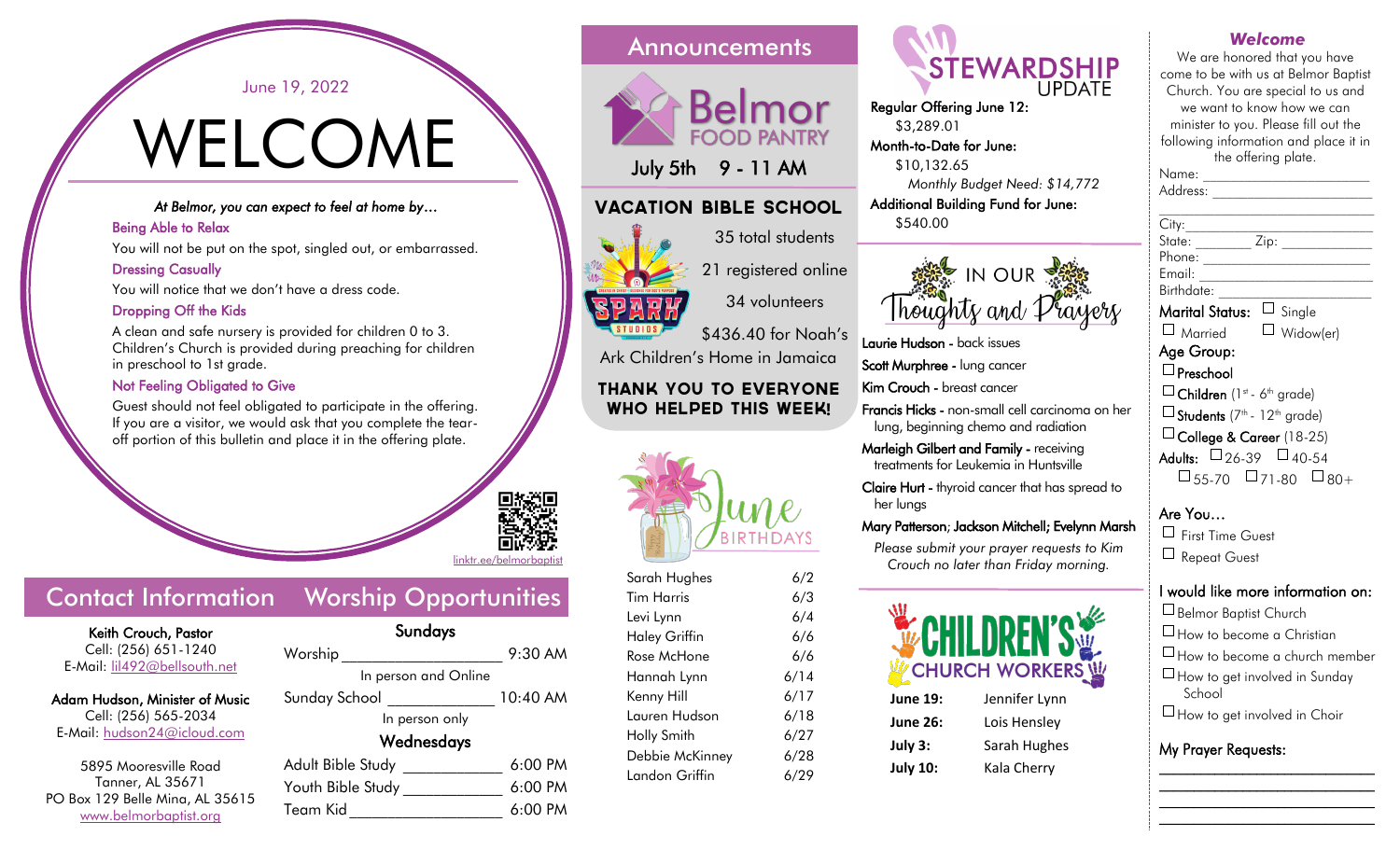June 19, 2022

# WELCOME

*At Belmor, you can expect to feel at home by…*

**Being Able to Relax**

You will not be put on the spot, singled out, or embarrassed.

**Dressing Casually**

You will notice that we don't have a dress code.

**Dropping Off the Kids**

A clean and safe nursery is provided for children 0 to 3. Children's Church is provided during preaching for children in preschool to 1st grade.

**Not Feeling Obligated to Give**

Guest should not feel obligated to participate in the offering. If you are a visitor, we would ask that you complete the tear-off portion of this bulletin and place it in the offering plate.

linktr.ee/belmorbaptist

## Contact Information

**Keith Crouch, Pastor**
Cell: (256) 651-1240
E-Mail: lil492@bellsouth.net

**Adam Hudson, Minister of Music**
Cell: (256) 565-2034
E-Mail: hudson24@icloud.com

5895 Mooresville Road
Tanner, AL 35671
PO Box 129 Belle Mina, AL 35615
www.belmorbaptist.org

## Worship Opportunities

### Sundays

Worship ____________________ 9:30 AM
In person and Online

Sunday School ______________ 10:40 AM
In person only

### Wednesdays

Adult Bible Study ____________ 6:00 PM
Youth Bible Study ____________ 6:00 PM
Team Kid ____________________ 6:00 PM

## Announcements

**Belmor FOOD PANTRY**

July 5th 9 - 11 AM

**VACATION BIBLE SCHOOL**

35 total students
21 registered online
34 volunteers
$436.40 for Noah's Ark Children's Home in Jamaica

**THANK YOU TO EVERYONE WHO HELPED THIS WEEK!**

## June BIRTHDAYS

| | |
|---|---|
| Sarah Hughes | 6/2 |
| Tim Harris | 6/3 |
| Levi Lynn | 6/4 |
| Haley Griffin | 6/6 |
| Rose McHone | 6/6 |
| Hannah Lynn | 6/14 |
| Kenny Hill | 6/17 |
| Lauren Hudson | 6/18 |
| Holly Smith | 6/27 |
| Debbie McKinney | 6/28 |
| Landon Griffin | 6/29 |

## STEWARDSHIP UPDATE

**Regular Offering June 12:**
$3,289.01

**Month-to-Date for June:**
$10,132.65
*Monthly Budget Need: $14,772*

**Additional Building Fund for June:**
$540.00

## IN OUR Thoughts and Prayers

**Laurie Hudson** - back issues
**Scott Murphree** - lung cancer
**Kim Crouch** - breast cancer
**Francis Hicks** - non-small cell carcinoma on her lung, beginning chemo and radiation
**Marleigh Gilbert and Family** - receiving treatments for Leukemia in Huntsville
**Claire Hurt** - thyroid cancer that has spread to her lungs
**Mary Patterson; Jackson Mitchell; Evelynn Marsh**

*Please submit your prayer requests to Kim Crouch no later than Friday morning.*

## CHILDREN'S CHURCH WORKERS

| | |
|---|---|
| **June 19:** | Jennifer Lynn |
| **June 26:** | Lois Hensley |
| **July 3:** | Sarah Hughes |
| **July 10:** | Kala Cherry |

## *Welcome*

We are honored that you have come to be with us at Belmor Baptist Church. You are special to us and we want to know how we can minister to you. Please fill out the following information and place it in the offering plate.

Name: ______________________
Address: ____________________
____________________________
City: _______________________
State: ________ Zip: __________
Phone: ______________________
Email: ______________________
Birthdate: ___________________

**Marital Status:** ☐ Single ☐ Married ☐ Widow(er)

**Age Group:**
☐ Preschool
☐ Children (1st - 6th grade)
☐ Students (7th - 12th grade)
☐ College & Career (18-25)

Adults: ☐ 26-39 ☐ 40-54 ☐ 55-70 ☐ 71-80 ☐ 80+

**Are You…**
☐ First Time Guest
☐ Repeat Guest

**I would like more information on:**
☐ Belmor Baptist Church
☐ How to become a Christian
☐ How to become a church member
☐ How to get involved in Sunday School
☐ How to get involved in Choir

**My Prayer Requests:**
____________________________
____________________________
____________________________
____________________________